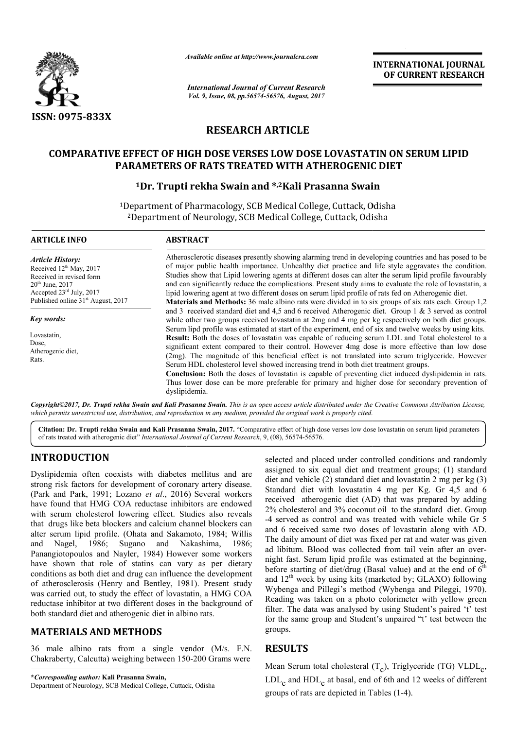*Available online at http://www.journalcra.com*

*International Journal of Current Research*
*Vol. 9, Issue, 08, pp.56574-56576, August, 2017*

**INTERNATIONAL JOURNAL OF CURRENT RESEARCH**

ISSN: 0975-833X

## RESEARCH ARTICLE

# COMPARATIVE EFFECT OF HIGH DOSE VERSES LOW DOSE LOVASTATIN ON SERUM LIPID PARAMETERS OF RATS TREATED WITH ATHEROGENIC DIET

**[1]Dr. Trupti rekha Swain and *,[2]Kali Prasanna Swain**

[1]Department of Pharmacology, SCB Medical College, Cuttack, Odisha
[2]Department of Neurology, SCB Medical College, Cuttack, Odisha

**ARTICLE INFO**

*Article History:*
Received 12th May, 2017
Received in revised form 20th June, 2017
Accepted 23rd July, 2017
Published online 31st August, 2017

*Key words:*
Lovastatin,
Dose,
Atherogenic diet,
Rats.

**ABSTRACT**

Atherosclerotic diseases presently showing alarming trend in developing countries and has posed to be of major public health importance. Unhealthy diet practice and life style aggravates the condition. Studies show that Lipid lowering agents at different doses can alter the serum lipid profile favourably and can significantly reduce the complications. Present study aims to evaluate the role of lovastatin, a lipid lowering agent at two different doses on serum lipid profile of rats fed on Atherogenic diet.

**Materials and Methods:** 36 male albino rats were divided in to six groups of six rats each. Group 1,2 and 3 received standard diet and 4,5 and 6 received Atherogenic diet. Group 1 & 3 served as control while other two groups received lovastatin at 2mg and 4 mg per kg respectively on both diet groups. Serum lipd profile was estimated at start of the experiment, end of six and twelve weeks by using kits.

**Result:** Both the doses of lovastatin was capable of reducing serum LDL and Total cholesterol to a significant extent compared to their control. However 4mg dose is more effective than low dose (2mg). The magnitude of this beneficial effect is not translated into serum triglyceride. However Serum HDL cholesterol level showed increasing trend in both diet treatment groups.

**Conclusion:** Both the doses of lovastatin is capable of preventing diet induced dyslipidemia in rats. Thus lower dose can be more preferable for primary and higher dose for secondary prevention of dyslipidemia.

***Copyright©2017, Dr. Trupti rekha Swain and Kali Prasanna Swain.** This is an open access article distributed under the Creative Commons Attribution License, which permits unrestricted use, distribution, and reproduction in any medium, provided the original work is properly cited.*

**Citation: Dr. Trupti rekha Swain and Kali Prasanna Swain, 2017.** "Comparative effect of high dose verses low dose lovastatin on serum lipid parameters of rats treated with atherogenic diet" *International Journal of Current Research*, 9, (08), 56574-56576.

## INTRODUCTION

Dyslipidemia often coexists with diabetes mellitus and are strong risk factors for development of coronary artery disease. (Park and Park, 1991; Lozano *et al*., 2016) Several workers have found that HMG COA reductase inhibitors are endowed with serum cholesterol lowering effect. Studies also reveals that drugs like beta blockers and calcium channel blockers can alter serum lipid profile. (Ohata and Sakamoto, 1984; Willis and Nagel, 1986; Sugano and Nakashima, 1986; Panangiotopoulos and Nayler, 1984) However some workers have shown that role of statins can vary as per dietary conditions as both diet and drug can influence the development of atherosclerosis (Henry and Bentley, 1981). Present study was carried out, to study the effect of lovastatin, a HMG COA reductase inhibitor at two different doses in the background of both standard diet and atherogenic diet in albino rats.

## MATERIALS AND METHODS

36 male albino rats from a single vendor (M/s. F.N. Chakraberty, Calcutta) weighing between 150-200 Grams were selected and placed under controlled conditions and randomly assigned to six equal diet and treatment groups; (1) standard diet and vehicle (2) standard diet and lovastatin 2 mg per kg (3) Standard diet with lovastatin 4 mg per Kg. Gr 4,5 and 6 received atherogenic diet (AD) that was prepared by adding 2% cholesterol and 3% coconut oil to the standard diet. Group -4 served as control and was treated with vehicle while Gr 5 and 6 received same two doses of lovastatin along with AD. The daily amount of diet was fixed per rat and water was given ad libitum. Blood was collected from tail vein after an over-night fast. Serum lipid profile was estimated at the beginning, before starting of diet/drug (Basal value) and at the end of 6th and 12th week by using kits (marketed by; GLAXO) following Wybenga and Pillegi's method (Wybenga and Pileggi, 1970). Reading was taken on a photo colorimeter with yellow green filter. The data was analysed by using Student's paired 't' test for the same group and Student's unpaired "t' test between the groups.

## RESULTS

Mean Serum total cholesteral ($T_c$), Triglyceride (TG) $VLDL_c$, $LDL_c$ and $HDL_c$ at basal, end of 6th and 12 weeks of different groups of rats are depicted in Tables (1-4).

***Corresponding author:** Kali Prasanna Swain,
Department of Neurology, SCB Medical College, Cuttack, Odisha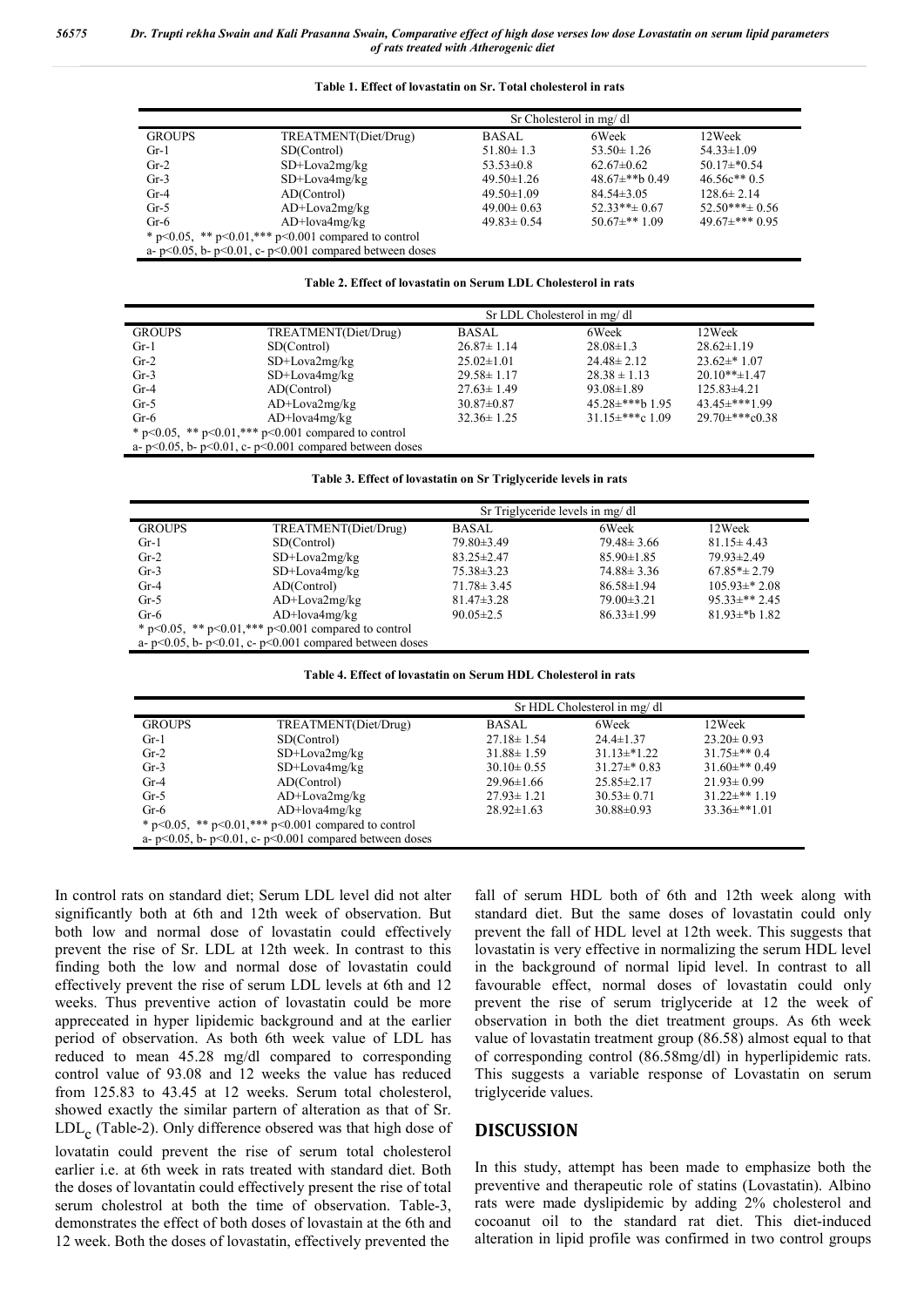**Table 1. Effect of lovastatin on Sr. Total cholesterol in rats**

| | | Sr Cholesterol in mg/ dl | | |
|---|---|---|---|---|
| GROUPS | TREATMENT(Diet/Drug) | BASAL | 6Week | 12Week |
| Gr-1 | SD(Control) | 51.80± 1.3 | 53.50± 1.26 | 54.33±1.09 |
| Gr-2 | SD+Lova2mg/kg | 53.53±0.8 | 62.67±0.62 | 50.17±*0.54 |
| Gr-3 | SD+Lova4mg/kg | 49.50±1.26 | 48.67±**b 0.49 | 46.56c** 0.5 |
| Gr-4 | AD(Control) | 49.50±1.09 | 84.54±3.05 | 128.6± 2.14 |
| Gr-5 | AD+Lova2mg/kg | 49.00± 0.63 | 52.33**± 0.67 | 52.50***± 0.56 |
| Gr-6 | AD+lova4mg/kg | 49.83± 0.54 | 50.67±** 1.09 | 49.67±*** 0.95 |

* p<0.05, ** p<0.01,*** p<0.001 compared to control
a- p<0.05, b- p<0.01, c- p<0.001 compared between doses

**Table 2. Effect of lovastatin on Serum LDL Cholesterol in rats**

| | | Sr LDL Cholesterol in mg/ dl | | |
|---|---|---|---|---|
| GROUPS | TREATMENT(Diet/Drug) | BASAL | 6Week | 12Week |
| Gr-1 | SD(Control) | 26.87± 1.14 | 28.08±1.3 | 28.62±1.19 |
| Gr-2 | SD+Lova2mg/kg | 25.02±1.01 | 24.48± 2.12 | 23.62±* 1.07 |
| Gr-3 | SD+Lova4mg/kg | 29.58± 1.17 | 28.38 ± 1.13 | 20.10**±1.47 |
| Gr-4 | AD(Control) | 27.63± 1.49 | 93.08±1.89 | 125.83±4.21 |
| Gr-5 | AD+Lova2mg/kg | 30.87±0.87 | 45.28±***b 1.95 | 43.45±***1.99 |
| Gr-6 | AD+lova4mg/kg | 32.36± 1.25 | 31.15±***c 1.09 | 29.70±***c0.38 |

* p<0.05, ** p<0.01,*** p<0.001 compared to control
a- p<0.05, b- p<0.01, c- p<0.001 compared between doses

**Table 3. Effect of lovastatin on Sr Triglyceride levels in rats**

| | | Sr Triglyceride levels in mg/ dl | | |
|---|---|---|---|---|
| GROUPS | TREATMENT(Diet/Drug) | BASAL | 6Week | 12Week |
| Gr-1 | SD(Control) | 79.80±3.49 | 79.48± 3.66 | 81.15± 4.43 |
| Gr-2 | SD+Lova2mg/kg | 83.25±2.47 | 85.90±1.85 | 79.93±2.49 |
| Gr-3 | SD+Lova4mg/kg | 75.38±3.23 | 74.88± 3.36 | 67.85*± 2.79 |
| Gr-4 | AD(Control) | 71.78± 3.45 | 86.58±1.94 | 105.93±* 2.08 |
| Gr-5 | AD+Lova2mg/kg | 81.47±3.28 | 79.00±3.21 | 95.33±** 2.45 |
| Gr-6 | AD+lova4mg/kg | 90.05±2.5 | 86.33±1.99 | 81.93±*b 1.82 |

* p<0.05, ** p<0.01,*** p<0.001 compared to control
a- p<0.05, b- p<0.01, c- p<0.001 compared between doses

**Table 4. Effect of lovastatin on Serum HDL Cholesterol in rats**

| | | Sr HDL Cholesterol in mg/ dl | | |
|---|---|---|---|---|
| GROUPS | TREATMENT(Diet/Drug) | BASAL | 6Week | 12Week |
| Gr-1 | SD(Control) | 27.18± 1.54 | 24.4±1.37 | 23.20± 0.93 |
| Gr-2 | SD+Lova2mg/kg | 31.88± 1.59 | 31.13±*1.22 | 31.75±** 0.4 |
| Gr-3 | SD+Lova4mg/kg | 30.10± 0.55 | 31.27±* 0.83 | 31.60±** 0.49 |
| Gr-4 | AD(Control) | 29.96±1.66 | 25.85±2.17 | 21.93± 0.99 |
| Gr-5 | AD+Lova2mg/kg | 27.93± 1.21 | 30.53± 0.71 | 31.22±** 1.19 |
| Gr-6 | AD+lova4mg/kg | 28.92±1.63 | 30.88±0.93 | 33.36±**1.01 |

* p<0.05, ** p<0.01,*** p<0.001 compared to control
a- p<0.05, b- p<0.01, c- p<0.001 compared between doses

In control rats on standard diet; Serum LDL level did not alter significantly both at 6th and 12th week of observation. But both low and normal dose of lovastatin could effectively prevent the rise of Sr. LDL at 12th week. In contrast to this finding both the low and normal dose of lovastatin could effectively prevent the rise of serum LDL levels at 6th and 12 weeks. Thus preventive action of lovastatin could be more appreceated in hyper lipidemic background and at the earlier period of observation. As both 6th week value of LDL has reduced to mean 45.28 mg/dl compared to corresponding control value of 93.08 and 12 weeks the value has reduced from 125.83 to 43.45 at 12 weeks. Serum total cholesterol, showed exactly the similar partern of alteration as that of Sr. $LDL_c$ (Table-2). Only difference obsered was that high dose of lovatatin could prevent the rise of serum total cholesterol earlier i.e. at 6th week in rats treated with standard diet. Both the doses of lovantatin could effectively present the rise of total serum cholestrol at both the time of observation. Table-3, demonstrates the effect of both doses of lovastain at the 6th and 12 week. Both the doses of lovastatin, effectively prevented the fall of serum HDL both of 6th and 12th week along with standard diet. But the same doses of lovastatin could only prevent the fall of HDL level at 12th week. This suggests that lovastatin is very effective in normalizing the serum HDL level in the background of normal lipid level. In contrast to all favourable effect, normal doses of lovastatin could only prevent the rise of serum triglyceride at 12 the week of observation in both the diet treatment groups. As 6th week value of lovastatin treatment group (86.58) almost equal to that of corresponding control (86.58mg/dl) in hyperlipidemic rats. This suggests a variable response of Lovastatin on serum triglyceride values.

## DISCUSSION

In this study, attempt has been made to emphasize both the preventive and therapeutic role of statins (Lovastatin). Albino rats were made dyslipidemic by adding 2% cholesterol and cocoanut oil to the standard rat diet. This diet-induced alteration in lipid profile was confirmed in two control groups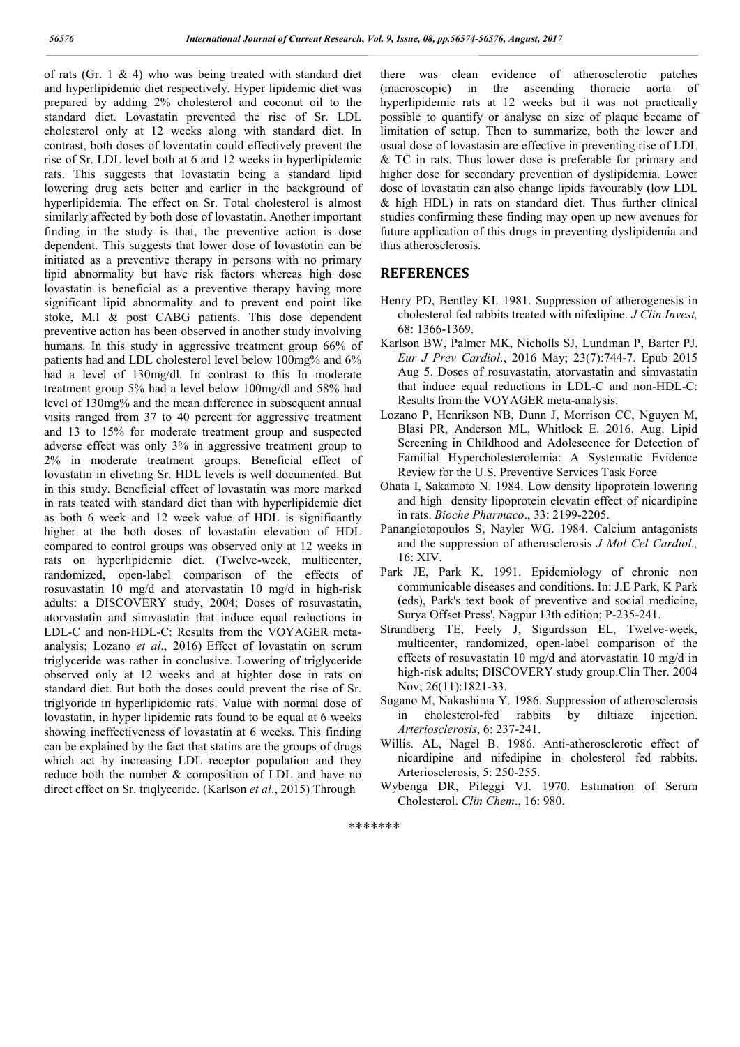of rats (Gr. 1 & 4) who was being treated with standard diet and hyperlipidemic diet respectively. Hyper lipidemic diet was prepared by adding 2% cholesterol and coconut oil to the standard diet. Lovastatin prevented the rise of Sr. LDL cholesterol only at 12 weeks along with standard diet. In contrast, both doses of loventatin could effectively prevent the rise of Sr. LDL level both at 6 and 12 weeks in hyperlipidemic rats. This suggests that lovastatin being a standard lipid lowering drug acts better and earlier in the background of hyperlipidemia. The effect on Sr. Total cholesterol is almost similarly affected by both dose of lovastatin. Another important finding in the study is that, the preventive action is dose dependent. This suggests that lower dose of lovastotin can be initiated as a preventive therapy in persons with no primary lipid abnormality but have risk factors whereas high dose lovastatin is beneficial as a preventive therapy having more significant lipid abnormality and to prevent end point like stoke, M.I & post CABG patients. This dose dependent preventive action has been observed in another study involving humans. In this study in aggressive treatment group 66% of patients had and LDL cholesterol level below 100mg% and 6% had a level of 130mg/dl. In contrast to this In moderate treatment group 5% had a level below 100mg/dl and 58% had level of 130mg% and the mean difference in subsequent annual visits ranged from 37 to 40 percent for aggressive treatment and 13 to 15% for moderate treatment group and suspected adverse effect was only 3% in aggressive treatment group to 2% in moderate treatment groups. Beneficial effect of lovastatin in eliveting Sr. HDL levels is well documented. But in this study. Beneficial effect of lovastatin was more marked in rats teated with standard diet than with hyperlipidemic diet as both 6 week and 12 week value of HDL is significantly higher at the both doses of lovastatin elevation of HDL compared to control groups was observed only at 12 weeks in rats on hyperlipidemic diet. (Twelve-week, multicenter, randomized, open-label comparison of the effects of rosuvastatin 10 mg/d and atorvastatin 10 mg/d in high-risk adults: a DISCOVERY study, 2004; Doses of rosuvastatin, atorvastatin and simvastatin that induce equal reductions in LDL-C and non-HDL-C: Results from the VOYAGER meta-analysis; Lozano *et al*., 2016) Effect of lovastatin on serum triglyceride was rather in conclusive. Lowering of triglyceride observed only at 12 weeks and at highter dose in rats on standard diet. But both the doses could prevent the rise of Sr. triglyoride in hyperlipidomic rats. Value with normal dose of lovastatin, in hyper lipidemic rats found to be equal at 6 weeks showing ineffectiveness of lovastatin at 6 weeks. This finding can be explained by the fact that statins are the groups of drugs which act by increasing LDL receptor population and they reduce both the number & composition of LDL and have no direct effect on Sr. triqlyceride. (Karlson *et al*., 2015) Through there was clean evidence of atherosclerotic patches (macroscopic) in the ascending thoracic aorta of hyperlipidemic rats at 12 weeks but it was not practically possible to quantify or analyse on size of plaque became of limitation of setup. Then to summarize, both the lower and usual dose of lovastasin are effective in preventing rise of LDL & TC in rats. Thus lower dose is preferable for primary and higher dose for secondary prevention of dyslipidemia. Lower dose of lovastatin can also change lipids favourably (low LDL & high HDL) in rats on standard diet. Thus further clinical studies confirming these finding may open up new avenues for future application of this drugs in preventing dyslipidemia and thus atherosclerosis.

## REFERENCES

Henry PD, Bentley KI. 1981. Suppression of atherogenesis in cholesterol fed rabbits treated with nifedipine. *J Clin Invest,* 68: 1366-1369.

Karlson BW, Palmer MK, Nicholls SJ, Lundman P, Barter PJ. *Eur J Prev Cardiol*., 2016 May; 23(7):744-7. Epub 2015 Aug 5. Doses of rosuvastatin, atorvastatin and simvastatin that induce equal reductions in LDL-C and non-HDL-C: Results from the VOYAGER meta-analysis.

Lozano P, Henrikson NB, Dunn J, Morrison CC, Nguyen M, Blasi PR, Anderson ML, Whitlock E. 2016. Aug. Lipid Screening in Childhood and Adolescence for Detection of Familial Hypercholesterolemia: A Systematic Evidence Review for the U.S. Preventive Services Task Force

Ohata I, Sakamoto N. 1984. Low density lipoprotein lowering and high density lipoprotein elevatin effect of nicardipine in rats. *Bioche Pharmaco*., 33: 2199-2205.

Panangiotopoulos S, Nayler WG. 1984. Calcium antagonists and the suppression of atherosclerosis *J Mol Cel Cardiol.,* 16: XIV.

Park JE, Park K. 1991. Epidemiology of chronic non communicable diseases and conditions. In: J.E Park, K Park (eds), Park's text book of preventive and social medicine, Surya Offset Press', Nagpur 13th edition; P-235-241.

Strandberg TE, Feely J, Sigurdsson EL, Twelve-week, multicenter, randomized, open-label comparison of the effects of rosuvastatin 10 mg/d and atorvastatin 10 mg/d in high-risk adults; DISCOVERY study group.Clin Ther. 2004 Nov; 26(11):1821-33.

Sugano M, Nakashima Y. 1986. Suppression of atherosclerosis in cholesterol-fed rabbits by diltiaze injection. *Arteriosclerosis*, 6: 237-241.

Willis. AL, Nagel B. 1986. Anti-atherosclerotic effect of nicardipine and nifedipine in cholesterol fed rabbits. Arteriosclerosis, 5: 250-255.

Wybenga DR, Pileggi VJ. 1970. Estimation of Serum Cholesterol. *Clin Chem*., 16: 980.

\*\*\*\*\*\*\*